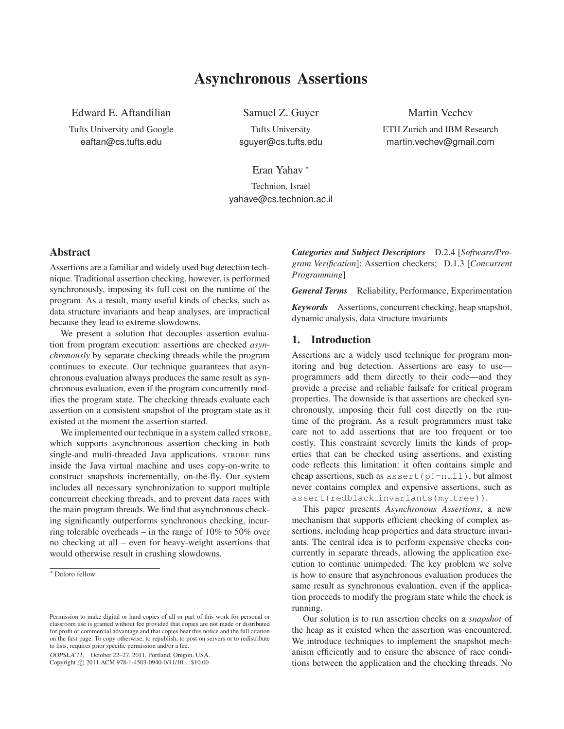# Asynchronous Assertions

Edward E. Aftandilian
Tufts University and Google
eaftan@cs.tufts.edu

Samuel Z. Guyer
Tufts University
sguyer@cs.tufts.edu

Martin Vechev
ETH Zurich and IBM Research
martin.vechev@gmail.com

Eran Yahav [*]
Technion, Israel
yahave@cs.technion.ac.il

## Abstract

Assertions are a familiar and widely used bug detection technique. Traditional assertion checking, however, is performed synchronously, imposing its full cost on the runtime of the program. As a result, many useful kinds of checks, such as data structure invariants and heap analyses, are impractical because they lead to extreme slowdowns.

We present a solution that decouples assertion evaluation from program execution: assertions are checked *asynchronously* by separate checking threads while the program continues to execute. Our technique guarantees that asynchronous evaluation always produces the same result as synchronous evaluation, even if the program concurrently modifies the program state. The checking threads evaluate each assertion on a consistent snapshot of the program state as it existed at the moment the assertion started.

We implemented our technique in a system called STROBE, which supports asynchronous assertion checking in both single-and multi-threaded Java applications. STROBE runs inside the Java virtual machine and uses copy-on-write to construct snapshots incrementally, on-the-fly. Our system includes all necessary synchronization to support multiple concurrent checking threads, and to prevent data races with the main program threads. We find that asynchronous checking significantly outperforms synchronous checking, incurring tolerable overheads – in the range of 10% to 50% over no checking at all – even for heavy-weight assertions that would otherwise result in crushing slowdowns.

[*] Deloro fellow

Permission to make digital or hard copies of all or part of this work for personal or classroom use is granted without fee provided that copies are not made or distributed for profit or commercial advantage and that copies bear this notice and the full citation on the first page. To copy otherwise, to republish, to post on servers or to redistribute to lists, requires prior specific permission and/or a fee.

*OOPSLA'11,* October 22–27, 2011, Portland, Oregon, USA.
Copyright © 2011 ACM 978-1-4503-0940-0/11/10... $10.00

***Categories and Subject Descriptors*** D.2.4 [*Software/Program Verification*]: Assertion checkers; D.1.3 [*Concurrent Programming*]

***General Terms*** Reliability, Performance, Experimentation

***Keywords*** Assertions, concurrent checking, heap snapshot, dynamic analysis, data structure invariants

## 1. Introduction

Assertions are a widely used technique for program monitoring and bug detection. Assertions are easy to use—programmers add them directly to their code—and they provide a precise and reliable failsafe for critical program properties. The downside is that assertions are checked synchronously, imposing their full cost directly on the runtime of the program. As a result programmers must take care not to add assertions that are too frequent or too costly. This constraint severely limits the kinds of properties that can be checked using assertions, and existing code reflects this limitation: it often contains simple and cheap assertions, such as `assert(p!=null)`, but almost never contains complex and expensive assertions, such as `assert(redblack_invariants(my_tree))`.

This paper presents *Asynchronous Assertions*, a new mechanism that supports efficient checking of complex assertions, including heap properties and data structure invariants. The central idea is to perform expensive checks concurrently in separate threads, allowing the application execution to continue unimpeded. The key problem we solve is how to ensure that asynchronous evaluation produces the same result as synchronous evaluation, even if the application proceeds to modify the program state while the check is running.

Our solution is to run assertion checks on a *snapshot* of the heap as it existed when the assertion was encountered. We introduce techniques to implement the snapshot mechanism efficiently and to ensure the absence of race conditions between the application and the checking threads. No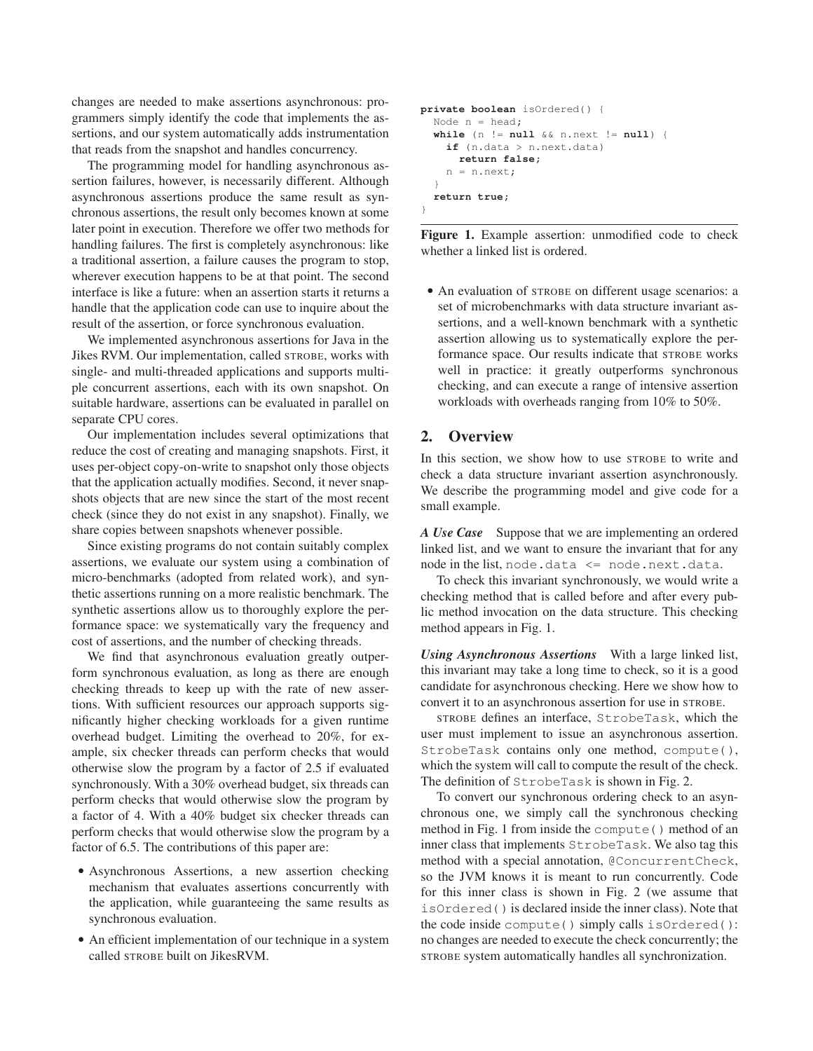changes are needed to make assertions asynchronous: programmers simply identify the code that implements the assertions, and our system automatically adds instrumentation that reads from the snapshot and handles concurrency.

The programming model for handling asynchronous assertion failures, however, is necessarily different. Although asynchronous assertions produce the same result as synchronous assertions, the result only becomes known at some later point in execution. Therefore we offer two methods for handling failures. The first is completely asynchronous: like a traditional assertion, a failure causes the program to stop, wherever execution happens to be at that point. The second interface is like a future: when an assertion starts it returns a handle that the application code can use to inquire about the result of the assertion, or force synchronous evaluation.

We implemented asynchronous assertions for Java in the Jikes RVM. Our implementation, called STROBE, works with single- and multi-threaded applications and supports multiple concurrent assertions, each with its own snapshot. On suitable hardware, assertions can be evaluated in parallel on separate CPU cores.

Our implementation includes several optimizations that reduce the cost of creating and managing snapshots. First, it uses per-object copy-on-write to snapshot only those objects that the application actually modifies. Second, it never snapshots objects that are new since the start of the most recent check (since they do not exist in any snapshot). Finally, we share copies between snapshots whenever possible.

Since existing programs do not contain suitably complex assertions, we evaluate our system using a combination of micro-benchmarks (adopted from related work), and synthetic assertions running on a more realistic benchmark. The synthetic assertions allow us to thoroughly explore the performance space: we systematically vary the frequency and cost of assertions, and the number of checking threads.

We find that asynchronous evaluation greatly outperform synchronous evaluation, as long as there are enough checking threads to keep up with the rate of new assertions. With sufficient resources our approach supports significantly higher checking workloads for a given runtime overhead budget. Limiting the overhead to 20%, for example, six checker threads can perform checks that would otherwise slow the program by a factor of 2.5 if evaluated synchronously. With a 30% overhead budget, six threads can perform checks that would otherwise slow the program by a factor of 4. With a 40% budget six checker threads can perform checks that would otherwise slow the program by a factor of 6.5. The contributions of this paper are:

- Asynchronous Assertions, a new assertion checking mechanism that evaluates assertions concurrently with the application, while guaranteeing the same results as synchronous evaluation.
- An efficient implementation of our technique in a system called STROBE built on JikesRVM.
- An evaluation of STROBE on different usage scenarios: a set of microbenchmarks with data structure invariant assertions, and a well-known benchmark with a synthetic assertion allowing us to systematically explore the performance space. Our results indicate that STROBE works well in practice: it greatly outperforms synchronous checking, and can execute a range of intensive assertion workloads with overheads ranging from 10% to 50%.

```
private boolean isOrdered() {
  Node n = head;
  while (n != null && n.next != null) {
    if (n.data > n.next.data)
      return false;
    n = n.next;
  }
  return true;
}
```

**Figure 1.** Example assertion: unmodified code to check whether a linked list is ordered.

## 2. Overview

In this section, we show how to use STROBE to write and check a data structure invariant assertion asynchronously. We describe the programming model and give code for a small example.

***A Use Case*** Suppose that we are implementing an ordered linked list, and we want to ensure the invariant that for any node in the list, `node.data <= node.next.data`.

To check this invariant synchronously, we would write a checking method that is called before and after every public method invocation on the data structure. This checking method appears in Fig. 1.

***Using Asynchronous Assertions*** With a large linked list, this invariant may take a long time to check, so it is a good candidate for asynchronous checking. Here we show how to convert it to an asynchronous assertion for use in STROBE.

STROBE defines an interface, `StrobeTask`, which the user must implement to issue an asynchronous assertion. `StrobeTask` contains only one method, `compute()`, which the system will call to compute the result of the check. The definition of `StrobeTask` is shown in Fig. 2.

To convert our synchronous ordering check to an asynchronous one, we simply call the synchronous checking method in Fig. 1 from inside the `compute()` method of an inner class that implements `StrobeTask`. We also tag this method with a special annotation, `@ConcurrentCheck`, so the JVM knows it is meant to run concurrently. Code for this inner class is shown in Fig. 2 (we assume that `isOrdered()` is declared inside the inner class). Note that the code inside `compute()` simply calls `isOrdered()`: no changes are needed to execute the check concurrently; the STROBE system automatically handles all synchronization.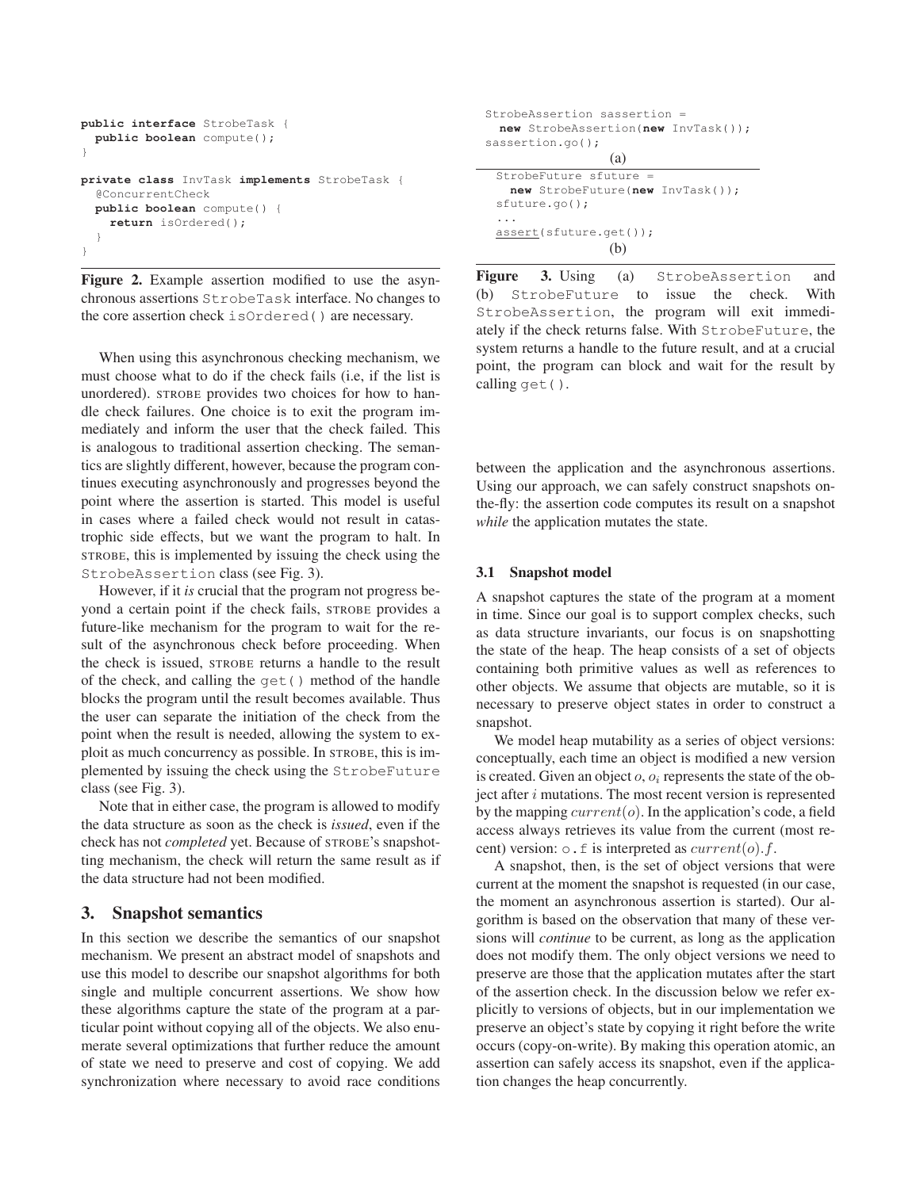```java
public interface StrobeTask {
  public boolean compute();
}

private class InvTask implements StrobeTask {
  @ConcurrentCheck
  public boolean compute() {
    return isOrdered();
  }
}
```

**Figure 2.** Example assertion modified to use the asynchronous assertions `StrobeTask` interface. No changes to the core assertion check `isOrdered()` are necessary.

When using this asynchronous checking mechanism, we must choose what to do if the check fails (i.e, if the list is unordered). STROBE provides two choices for how to handle check failures. One choice is to exit the program immediately and inform the user that the check failed. This is analogous to traditional assertion checking. The semantics are slightly different, however, because the program continues executing asynchronously and progresses beyond the point where the assertion is started. This model is useful in cases where a failed check would not result in catastrophic side effects, but we want the program to halt. In STROBE, this is implemented by issuing the check using the `StrobeAssertion` class (see Fig. 3).

However, if it *is* crucial that the program not progress beyond a certain point if the check fails, STROBE provides a future-like mechanism for the program to wait for the result of the asynchronous check before proceeding. When the check is issued, STROBE returns a handle to the result of the check, and calling the `get()` method of the handle blocks the program until the result becomes available. Thus the user can separate the initiation of the check from the point when the result is needed, allowing the system to exploit as much concurrency as possible. In STROBE, this is implemented by issuing the check using the `StrobeFuture` class (see Fig. 3).

Note that in either case, the program is allowed to modify the data structure as soon as the check is *issued*, even if the check has not *completed* yet. Because of STROBE's snapshotting mechanism, the check will return the same result as if the data structure had not been modified.

## 3. Snapshot semantics

In this section we describe the semantics of our snapshot mechanism. We present an abstract model of snapshots and use this model to describe our snapshot algorithms for both single and multiple concurrent assertions. We show how these algorithms capture the state of the program at a particular point without copying all of the objects. We also enumerate several optimizations that further reduce the amount of state we need to preserve and cost of copying. We add synchronization where necessary to avoid race conditions between the application and the asynchronous assertions. Using our approach, we can safely construct snapshots on-the-fly: the assertion code computes its result on a snapshot *while* the application mutates the state.

```java
StrobeAssertion sassertion =
  new StrobeAssertion(new InvTask());
sassertion.go();
```

(a)

```java
StrobeFuture sfuture =
  new StrobeFuture(new InvTask());
sfuture.go();
...
assert(sfuture.get());
```

(b)

**Figure 3.** Using (a) `StrobeAssertion` and (b) `StrobeFuture` to issue the check. With `StrobeAssertion`, the program will exit immediately if the check returns false. With `StrobeFuture`, the system returns a handle to the future result, and at a crucial point, the program can block and wait for the result by calling `get()`.

### 3.1 Snapshot model

A snapshot captures the state of the program at a moment in time. Since our goal is to support complex checks, such as data structure invariants, our focus is on snapshotting the state of the heap. The heap consists of a set of objects containing both primitive values as well as references to other objects. We assume that objects are mutable, so it is necessary to preserve object states in order to construct a snapshot.

We model heap mutability as a series of object versions: conceptually, each time an object is modified a new version is created. Given an object $o$, $o_i$ represents the state of the object after $i$ mutations. The most recent version is represented by the mapping $current(o)$. In the application's code, a field access always retrieves its value from the current (most recent) version: `o.f` is interpreted as $current(o).f$.

A snapshot, then, is the set of object versions that were current at the moment the snapshot is requested (in our case, the moment an asynchronous assertion is started). Our algorithm is based on the observation that many of these versions will *continue* to be current, as long as the application does not modify them. The only object versions we need to preserve are those that the application mutates after the start of the assertion check. In the discussion below we refer explicitly to versions of objects, but in our implementation we preserve an object's state by copying it right before the write occurs (copy-on-write). By making this operation atomic, an assertion can safely access its snapshot, even if the application changes the heap concurrently.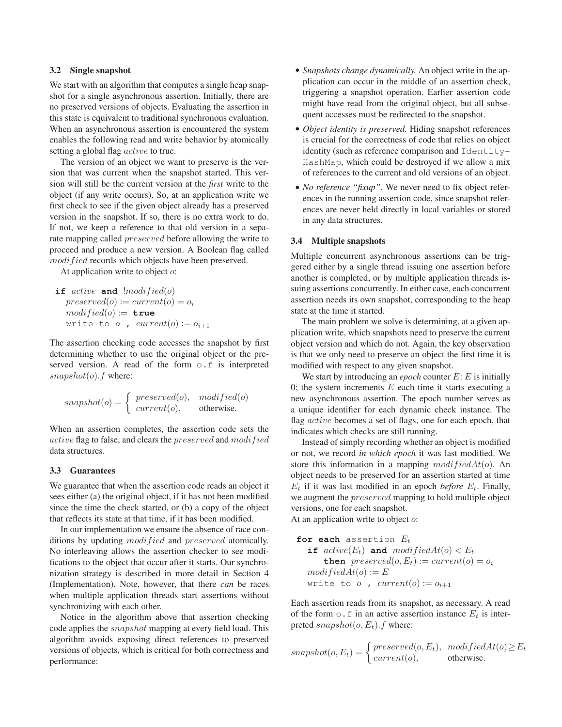### 3.2 Single snapshot

We start with an algorithm that computes a single heap snapshot for a single asynchronous assertion. Initially, there are no preserved versions of objects. Evaluating the assertion in this state is equivalent to traditional synchronous evaluation. When an asynchronous assertion is encountered the system enables the following read and write behavior by atomically setting a global flag $active$ to true.

The version of an object we want to preserve is the version that was current when the snapshot started. This version will still be the current version at the *first* write to the object (if any write occurs). So, at an application write we first check to see if the given object already has a preserved version in the snapshot. If so, there is no extra work to do. If not, we keep a reference to that old version in a separate mapping called $preserved$ before allowing the write to proceed and produce a new version. A Boolean flag called $modified$ records which objects have been preserved.

At application write to object $o$:

**if** $active$ **and** $!modified(o)$
  $preserved(o) := current(o) = o_i$
  $modified(o) :=$ **true**
  `write to` $o$ `,` $current(o) := o_{i+1}$

The assertion checking code accesses the snapshot by first determining whether to use the original object or the preserved version. A read of the form `o.f` is interpreted $snapshot(o).f$ where:

$$snapshot(o) = \begin{cases} preserved(o), & modified(o) \\ current(o), & \text{otherwise.} \end{cases}$$

When an assertion completes, the assertion code sets the $active$ flag to false, and clears the $preserved$ and $modified$ data structures.

### 3.3 Guarantees

We guarantee that when the assertion code reads an object it sees either (a) the original object, if it has not been modified since the time the check started, or (b) a copy of the object that reflects its state at that time, if it has been modified.

In our implementation we ensure the absence of race conditions by updating $modified$ and $preserved$ atomically. No interleaving allows the assertion checker to see modifications to the object that occur after it starts. Our synchronization strategy is described in more detail in Section 4 (Implementation). Note, however, that there *can* be races when multiple application threads start assertions without synchronizing with each other.

Notice in the algorithm above that assertion checking code applies the $snapshot$ mapping at every field load. This algorithm avoids exposing direct references to preserved versions of objects, which is critical for both correctness and performance:

- *Snapshots change dynamically.* An object write in the application can occur in the middle of an assertion check, triggering a snapshot operation. Earlier assertion code might have read from the original object, but all subsequent accesses must be redirected to the snapshot.
- *Object identity is preserved.* Hiding snapshot references is crucial for the correctness of code that relies on object identity (such as reference comparison and `IdentityHashMap`, which could be destroyed if we allow a mix of references to the current and old versions of an object.
- *No reference "fixup".* We never need to fix object references in the running assertion code, since snapshot references are never held directly in local variables or stored in any data structures.

### 3.4 Multiple snapshots

Multiple concurrent asynchronous assertions can be triggered either by a single thread issuing one assertion before another is completed, or by multiple application threads issuing assertions concurrently. In either case, each concurrent assertion needs its own snapshot, corresponding to the heap state at the time it started.

The main problem we solve is determining, at a given application write, which snapshots need to preserve the current object version and which do not. Again, the key observation is that we only need to preserve an object the first time it is modified with respect to any given snapshot.

We start by introducing an *epoch* counter $E$: $E$ is initially 0; the system increments $E$ each time it starts executing a new asynchronous assertion. The epoch number serves as a unique identifier for each dynamic check instance. The flag $active$ becomes a set of flags, one for each epoch, that indicates which checks are still running.

Instead of simply recording whether an object is modified or not, we record *in which epoch* it was last modified. We store this information in a mapping $modifiedAt(o)$. An object needs to be preserved for an assertion started at time $E_t$ if it was last modified in an epoch *before* $E_t$. Finally, we augment the $preserved$ mapping to hold multiple object versions, one for each snapshot.

At an application write to object $o$:

**for each** `assertion` $E_t$
  **if** $active(E_t)$ **and** $modifiedAt(o) < E_t$
    **then** $preserved(o, E_t) := current(o) = o_i$
  $modifiedAt(o) := E$
  `write to` $o$ `,` $current(o) := o_{i+1}$

Each assertion reads from its snapshot, as necessary. A read of the form `o.f` in an active assertion instance $E_t$ is interpreted $snapshot(o, E_t).f$ where:

$$snapshot(o, E_t) = \begin{cases} preserved(o, E_t), & modifiedAt(o) \geq E_t \\ current(o), & \text{otherwise.} \end{cases}$$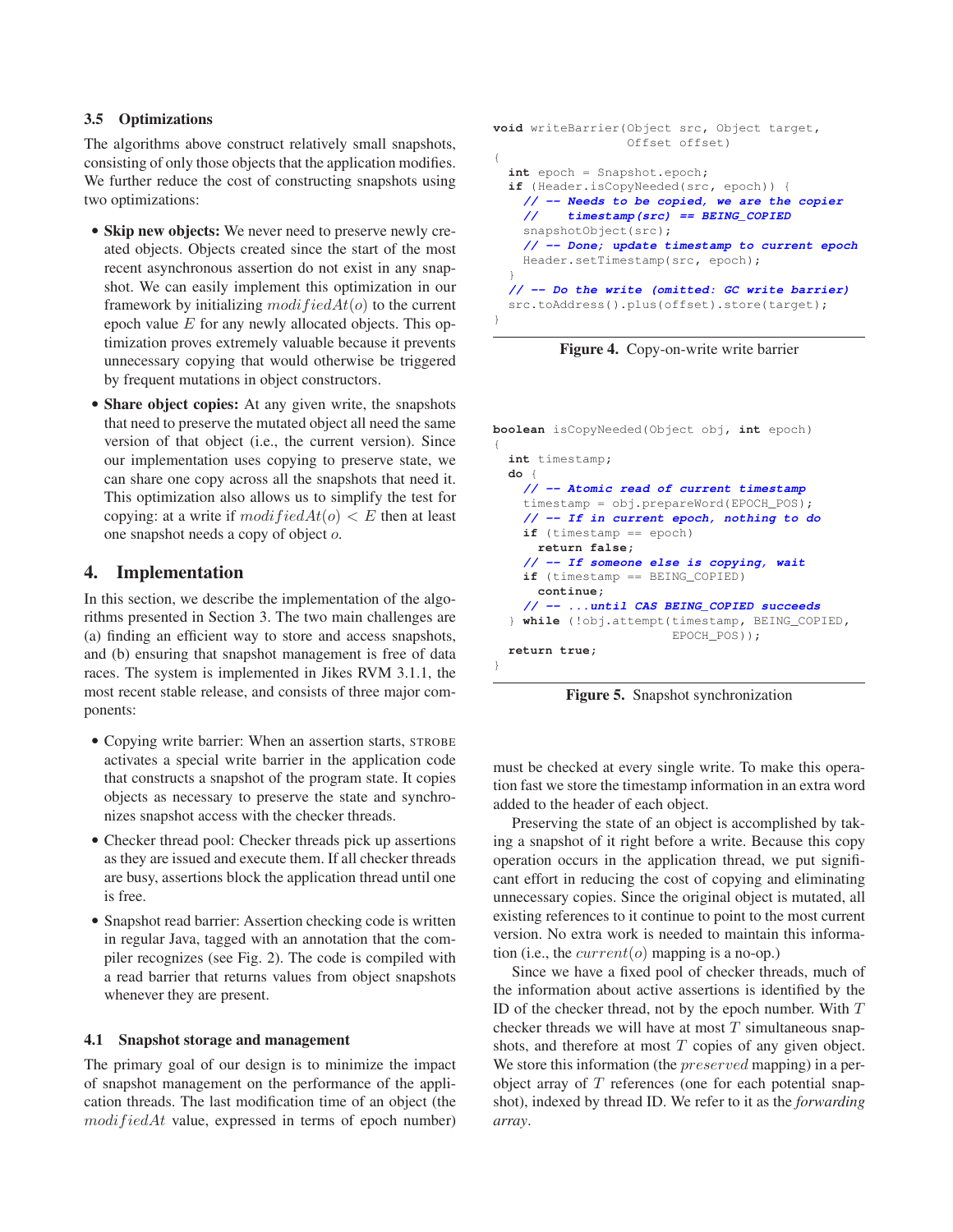### 3.5 Optimizations

The algorithms above construct relatively small snapshots, consisting of only those objects that the application modifies. We further reduce the cost of constructing snapshots using two optimizations:

- **Skip new objects:** We never need to preserve newly created objects. Objects created since the start of the most recent asynchronous assertion do not exist in any snapshot. We can easily implement this optimization in our framework by initializing $modifiedAt(o)$ to the current epoch value $E$ for any newly allocated objects. This optimization proves extremely valuable because it prevents unnecessary copying that would otherwise be triggered by frequent mutations in object constructors.
- **Share object copies:** At any given write, the snapshots that need to preserve the mutated object all need the same version of that object (i.e., the current version). Since our implementation uses copying to preserve state, we can share one copy across all the snapshots that need it. This optimization also allows us to simplify the test for copying: at a write if $modifiedAt(o) < E$ then at least one snapshot needs a copy of object $o$.

## 4. Implementation

In this section, we describe the implementation of the algorithms presented in Section 3. The two main challenges are (a) finding an efficient way to store and access snapshots, and (b) ensuring that snapshot management is free of data races. The system is implemented in Jikes RVM 3.1.1, the most recent stable release, and consists of three major components:

- Copying write barrier: When an assertion starts, STROBE activates a special write barrier in the application code that constructs a snapshot of the program state. It copies objects as necessary to preserve the state and synchronizes snapshot access with the checker threads.
- Checker thread pool: Checker threads pick up assertions as they are issued and execute them. If all checker threads are busy, assertions block the application thread until one is free.
- Snapshot read barrier: Assertion checking code is written in regular Java, tagged with an annotation that the compiler recognizes (see Fig. 2). The code is compiled with a read barrier that returns values from object snapshots whenever they are present.

### 4.1 Snapshot storage and management

The primary goal of our design is to minimize the impact of snapshot management on the performance of the application threads. The last modification time of an object (the $modifiedAt$ value, expressed in terms of epoch number) must be checked at every single write. To make this operation fast we store the timestamp information in an extra word added to the header of each object.

```
void writeBarrier(Object src, Object target,
                  Offset offset)
{
  int epoch = Snapshot.epoch;
  if (Header.isCopyNeeded(src, epoch)) {
    // -- Needs to be copied, we are the copier
    //    timestamp(src) == BEING_COPIED
    snapshotObject(src);
    // -- Done; update timestamp to current epoch
    Header.setTimestamp(src, epoch);
  }
  // -- Do the write (omitted: GC write barrier)
  src.toAddress().plus(offset).store(target);
}
```

**Figure 4.** Copy-on-write write barrier

```
boolean isCopyNeeded(Object obj, int epoch)
{
  int timestamp;
  do {
    // -- Atomic read of current timestamp
    timestamp = obj.prepareWord(EPOCH_POS);
    // -- If in current epoch, nothing to do
    if (timestamp == epoch)
      return false;
    // -- If someone else is copying, wait
    if (timestamp == BEING_COPIED)
      continue;
    // -- ...until CAS BEING_COPIED succeeds
  } while (!obj.attempt(timestamp, BEING_COPIED,
                        EPOCH_POS));
  return true;
}
```

**Figure 5.** Snapshot synchronization

Preserving the state of an object is accomplished by taking a snapshot of it right before a write. Because this copy operation occurs in the application thread, we put significant effort in reducing the cost of copying and eliminating unnecessary copies. Since the original object is mutated, all existing references to it continue to point to the most current version. No extra work is needed to maintain this information (i.e., the $current(o)$ mapping is a no-op.)

Since we have a fixed pool of checker threads, much of the information about active assertions is identified by the ID of the checker thread, not by the epoch number. With $T$ checker threads we will have at most $T$ simultaneous snapshots, and therefore at most $T$ copies of any given object. We store this information (the $preserved$ mapping) in a per-object array of $T$ references (one for each potential snapshot), indexed by thread ID. We refer to it as the *forwarding array*.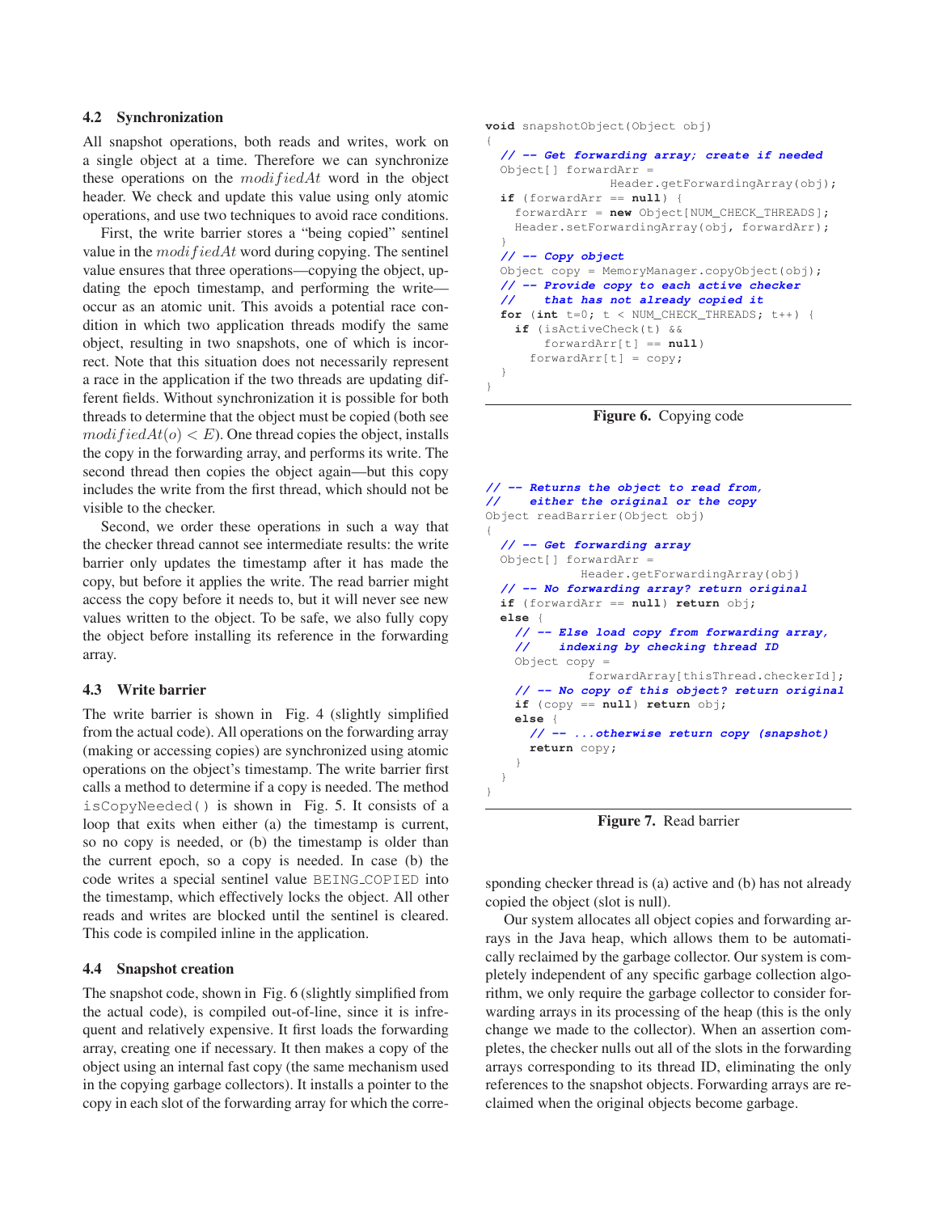### 4.2 Synchronization

All snapshot operations, both reads and writes, work on a single object at a time. Therefore we can synchronize these operations on the $modifiedAt$ word in the object header. We check and update this value using only atomic operations, and use two techniques to avoid race conditions.

First, the write barrier stores a "being copied" sentinel value in the $modifiedAt$ word during copying. The sentinel value ensures that three operations—copying the object, updating the epoch timestamp, and performing the write—occur as an atomic unit. This avoids a potential race condition in which two application threads modify the same object, resulting in two snapshots, one of which is incorrect. Note that this situation does not necessarily represent a race in the application if the two threads are updating different fields. Without synchronization it is possible for both threads to determine that the object must be copied (both see $modifiedAt(o) < E$). One thread copies the object, installs the copy in the forwarding array, and performs its write. The second thread then copies the object again—but this copy includes the write from the first thread, which should not be visible to the checker.

Second, we order these operations in such a way that the checker thread cannot see intermediate results: the write barrier only updates the timestamp after it has made the copy, but before it applies the write. The read barrier might access the copy before it needs to, but it will never see new values written to the object. To be safe, we also fully copy the object before installing its reference in the forwarding array.

### 4.3 Write barrier

The write barrier is shown in Fig. 4 (slightly simplified from the actual code). All operations on the forwarding array (making or accessing copies) are synchronized using atomic operations on the object's timestamp. The write barrier first calls a method to determine if a copy is needed. The method `isCopyNeeded()` is shown in Fig. 5. It consists of a loop that exits when either (a) the timestamp is current, so no copy is needed, or (b) the timestamp is older than the current epoch, so a copy is needed. In case (b) the code writes a special sentinel value `BEING_COPIED` into the timestamp, which effectively locks the object. All other reads and writes are blocked until the sentinel is cleared. This code is compiled inline in the application.

### 4.4 Snapshot creation

The snapshot code, shown in Fig. 6 (slightly simplified from the actual code), is compiled out-of-line, since it is infrequent and relatively expensive. It first loads the forwarding array, creating one if necessary. It then makes a copy of the object using an internal fast copy (the same mechanism used in the copying garbage collectors). It installs a pointer to the copy in each slot of the forwarding array for which the corresponding checker thread is (a) active and (b) has not already copied the object (slot is null).

Our system allocates all object copies and forwarding arrays in the Java heap, which allows them to be automatically reclaimed by the garbage collector. Our system is completely independent of any specific garbage collection algorithm, we only require the garbage collector to consider forwarding arrays in its processing of the heap (this is the only change we made to the collector). When an assertion completes, the checker nulls out all of the slots in the forwarding arrays corresponding to its thread ID, eliminating the only references to the snapshot objects. Forwarding arrays are reclaimed when the original objects become garbage.

```
void snapshotObject(Object obj)
{
  // -- Get forwarding array; create if needed
  Object[] forwardArr =
               Header.getForwardingArray(obj);
  if (forwardArr == null) {
    forwardArr = new Object[NUM_CHECK_THREADS];
    Header.setForwardingArray(obj, forwardArr);
  }
  // -- Copy object
  Object copy = MemoryManager.copyObject(obj);
  // -- Provide copy to each active checker
  //    that has not already copied it
  for (int t=0; t < NUM_CHECK_THREADS; t++) {
    if (isActiveCheck(t) &&
        forwardArr[t] == null)
      forwardArr[t] = copy;
  }
}
```

**Figure 6.** Copying code

```
// -- Returns the object to read from,
//    either the original or the copy
Object readBarrier(Object obj)
{
  // -- Get forwarding array
  Object[] forwardArr =
            Header.getForwardingArray(obj)
  // -- No forwarding array? return original
  if (forwardArr == null) return obj;
  else {
    // -- Else load copy from forwarding array,
    //    indexing by checking thread ID
    Object copy =
             forwardArray[thisThread.checkerId];
    // -- No copy of this object? return original
    if (copy == null) return obj;
    else {
      // -- ...otherwise return copy (snapshot)
      return copy;
    }
  }
}
```

**Figure 7.** Read barrier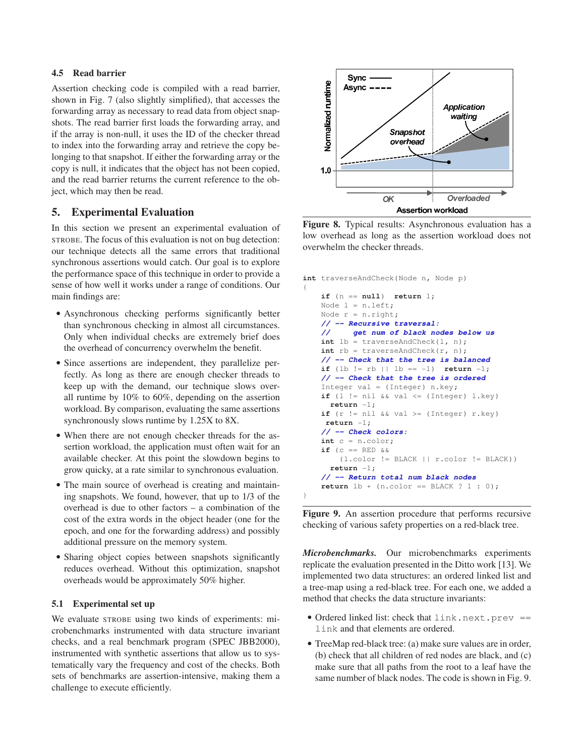### 4.5 Read barrier

Assertion checking code is compiled with a read barrier, shown in Fig. 7 (also slightly simplified), that accesses the forwarding array as necessary to read data from object snapshots. The read barrier first loads the forwarding array, and if the array is non-null, it uses the ID of the checker thread to index into the forwarding array and retrieve the copy belonging to that snapshot. If either the forwarding array or the copy is null, it indicates that the object has not been copied, and the read barrier returns the current reference to the object, which may then be read.

## 5. Experimental Evaluation

In this section we present an experimental evaluation of STROBE. The focus of this evaluation is not on bug detection: our technique detects all the same errors that traditional synchronous assertions would catch. Our goal is to explore the performance space of this technique in order to provide a sense of how well it works under a range of conditions. Our main findings are:

- Asynchronous checking performs significantly better than synchronous checking in almost all circumstances. Only when individual checks are extremely brief does the overhead of concurrency overwhelm the benefit.
- Since assertions are independent, they parallelize perfectly. As long as there are enough checker threads to keep up with the demand, our technique slows overall runtime by 10% to 60%, depending on the assertion workload. By comparison, evaluating the same assertions synchronously slows runtime by 1.25X to 8X.
- When there are not enough checker threads for the assertion workload, the application must often wait for an available checker. At this point the slowdown begins to grow quickly, at a rate similar to synchronous evaluation.
- The main source of overhead is creating and maintaining snapshots. We found, however, that up to 1/3 of the overhead is due to other factors – a combination of the cost of the extra words in the object header (one for the epoch, and one for the forwarding address) and possibly additional pressure on the memory system.
- Sharing object copies between snapshots significantly reduces overhead. Without this optimization, snapshot overheads would be approximately 50% higher.

### 5.1 Experimental set up

We evaluate STROBE using two kinds of experiments: microbenchmarks instrumented with data structure invariant checks, and a real benchmark program (SPEC JBB2000), instrumented with synthetic assertions that allow us to systematically vary the frequency and cost of the checks. Both sets of benchmarks are assertion-intensive, making them a challenge to execute efficiently.

**Figure 8.** Typical results: Asynchronous evaluation has a low overhead as long as the assertion workload does not overwhelm the checker threads.

```
int traverseAndCheck(Node n, Node p)
{
    if (n == null)  return 1;
    Node l = n.left;
    Node r = n.right;
    // -- Recursive traversal:
    //      get num of black nodes below us
    int lb = traverseAndCheck(l, n);
    int rb = traverseAndCheck(r, n);
    // -- Check that the tree is balanced
    if (lb != rb || lb == -1)  return -1;
    // -- Check that the tree is ordered
    Integer val = (Integer) n.key;
    if (l != nil && val <= (Integer) l.key)
      return -1;
    if (r != nil && val >= (Integer) r.key)
     return -1;
    // -- Check colors:
    int c = n.color;
    if (c == RED &&
        (l.color != BLACK || r.color != BLACK))
      return -1;
    // -- Return total num black nodes
    return lb + (n.color == BLACK ? 1 : 0);
}
```

**Figure 9.** An assertion procedure that performs recursive checking of various safety properties on a red-black tree.

***Microbenchmarks.*** Our microbenchmarks experiments replicate the evaluation presented in the Ditto work [13]. We implemented two data structures: an ordered linked list and a tree-map using a red-black tree. For each one, we added a method that checks the data structure invariants:

- Ordered linked list: check that `link.next.prev == link` and that elements are ordered.
- TreeMap red-black tree: (a) make sure values are in order, (b) check that all children of red nodes are black, and (c) make sure that all paths from the root to a leaf have the same number of black nodes. The code is shown in Fig. 9.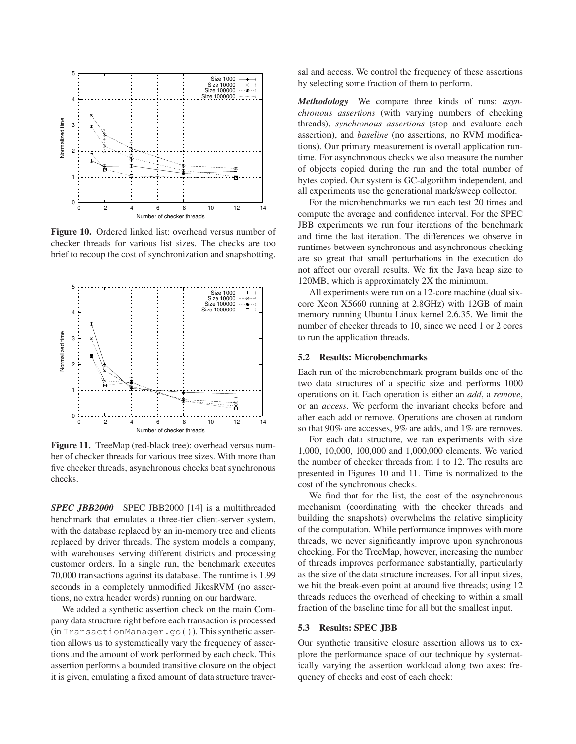**Figure 10.** Ordered linked list: overhead versus number of checker threads for various list sizes. The checks are too brief to recoup the cost of synchronization and snapshotting.

**Figure 11.** TreeMap (red-black tree): overhead versus number of checker threads for various tree sizes. With more than five checker threads, asynchronous checks beat synchronous checks.

***SPEC JBB2000*** SPEC JBB2000 [14] is a multithreaded benchmark that emulates a three-tier client-server system, with the database replaced by an in-memory tree and clients replaced by driver threads. The system models a company, with warehouses serving different districts and processing customer orders. In a single run, the benchmark executes 70,000 transactions against its database. The runtime is 1.99 seconds in a completely unmodified JikesRVM (no assertions, no extra header words) running on our hardware.

We added a synthetic assertion check on the main Company data structure right before each transaction is processed (in `TransactionManager.go()`). This synthetic assertion allows us to systematically vary the frequency of assertions and the amount of work performed by each check. This assertion performs a bounded transitive closure on the object it is given, emulating a fixed amount of data structure traversal and access. We control the frequency of these assertions by selecting some fraction of them to perform.

***Methodology*** We compare three kinds of runs: *asynchronous assertions* (with varying numbers of checking threads), *synchronous assertions* (stop and evaluate each assertion), and *baseline* (no assertions, no RVM modifications). Our primary measurement is overall application runtime. For asynchronous checks we also measure the number of objects copied during the run and the total number of bytes copied. Our system is GC-algorithm independent, and all experiments use the generational mark/sweep collector.

For the microbenchmarks we run each test 20 times and compute the average and confidence interval. For the SPEC JBB experiments we run four iterations of the benchmark and time the last iteration. The differences we observe in runtimes between synchronous and asynchronous checking are so great that small perturbations in the execution do not affect our overall results. We fix the Java heap size to 120MB, which is approximately 2X the minimum.

All experiments were run on a 12-core machine (dual six-core Xeon X5660 running at 2.8GHz) with 12GB of main memory running Ubuntu Linux kernel 2.6.35. We limit the number of checker threads to 10, since we need 1 or 2 cores to run the application threads.

### 5.2 Results: Microbenchmarks

Each run of the microbenchmark program builds one of the two data structures of a specific size and performs 1000 operations on it. Each operation is either an *add*, a *remove*, or an *access*. We perform the invariant checks before and after each add or remove. Operations are chosen at random so that 90% are accesses, 9% are adds, and 1% are removes.

For each data structure, we ran experiments with size 1,000, 10,000, 100,000 and 1,000,000 elements. We varied the number of checker threads from 1 to 12. The results are presented in Figures 10 and 11. Time is normalized to the cost of the synchronous checks.

We find that for the list, the cost of the asynchronous mechanism (coordinating with the checker threads and building the snapshots) overwhelms the relative simplicity of the computation. While performance improves with more threads, we never significantly improve upon synchronous checking. For the TreeMap, however, increasing the number of threads improves performance substantially, particularly as the size of the data structure increases. For all input sizes, we hit the break-even point at around five threads; using 12 threads reduces the overhead of checking to within a small fraction of the baseline time for all but the smallest input.

### 5.3 Results: SPEC JBB

Our synthetic transitive closure assertion allows us to explore the performance space of our technique by systematically varying the assertion workload along two axes: frequency of checks and cost of each check: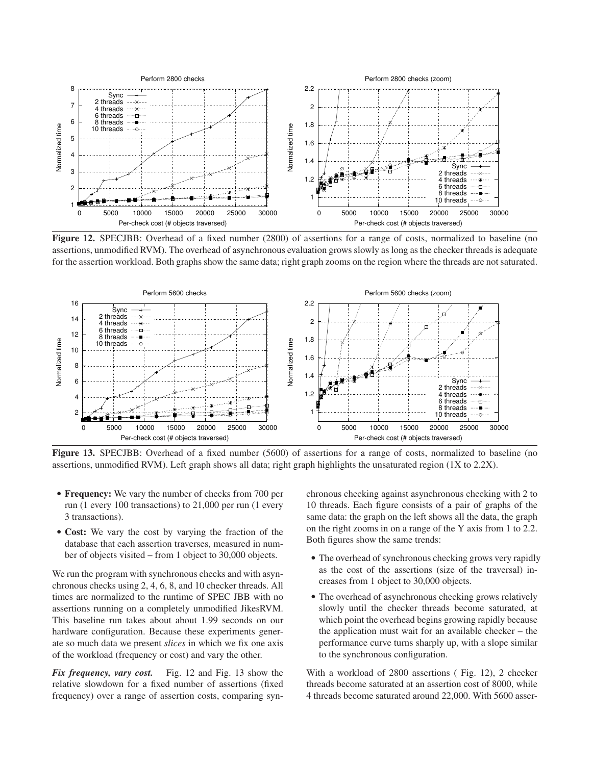**Figure 12.** SPECJBB: Overhead of a fixed number (2800) of assertions for a range of costs, normalized to baseline (no assertions, unmodified RVM). The overhead of asynchronous evaluation grows slowly as long as the checker threads is adequate for the assertion workload. Both graphs show the same data; right graph zooms on the region where the threads are not saturated.

**Figure 13.** SPECJBB: Overhead of a fixed number (5600) of assertions for a range of costs, normalized to baseline (no assertions, unmodified RVM). Left graph shows all data; right graph highlights the unsaturated region (1X to 2.2X).

- **Frequency:** We vary the number of checks from 700 per run (1 every 100 transactions) to 21,000 per run (1 every 3 transactions).
- **Cost:** We vary the cost by varying the fraction of the database that each assertion traverses, measured in number of objects visited – from 1 object to 30,000 objects.

We run the program with synchronous checks and with asynchronous checks using 2, 4, 6, 8, and 10 checker threads. All times are normalized to the runtime of SPEC JBB with no assertions running on a completely unmodified JikesRVM. This baseline run takes about about 1.99 seconds on our hardware configuration. Because these experiments generate so much data we present *slices* in which we fix one axis of the workload (frequency or cost) and vary the other.

***Fix frequency, vary cost.*** Fig. 12 and Fig. 13 show the relative slowdown for a fixed number of assertions (fixed frequency) over a range of assertion costs, comparing synchronous checking against asynchronous checking with 2 to 10 threads. Each figure consists of a pair of graphs of the same data: the graph on the left shows all the data, the graph on the right zooms in on a range of the Y axis from 1 to 2.2. Both figures show the same trends:

- The overhead of synchronous checking grows very rapidly as the cost of the assertions (size of the traversal) increases from 1 object to 30,000 objects.
- The overhead of asynchronous checking grows relatively slowly until the checker threads become saturated, at which point the overhead begins growing rapidly because the application must wait for an available checker – the performance curve turns sharply up, with a slope similar to the synchronous configuration.

With a workload of 2800 assertions ( Fig. 12), 2 checker threads become saturated at an assertion cost of 8000, while 4 threads become saturated around 22,000. With 5600 asser-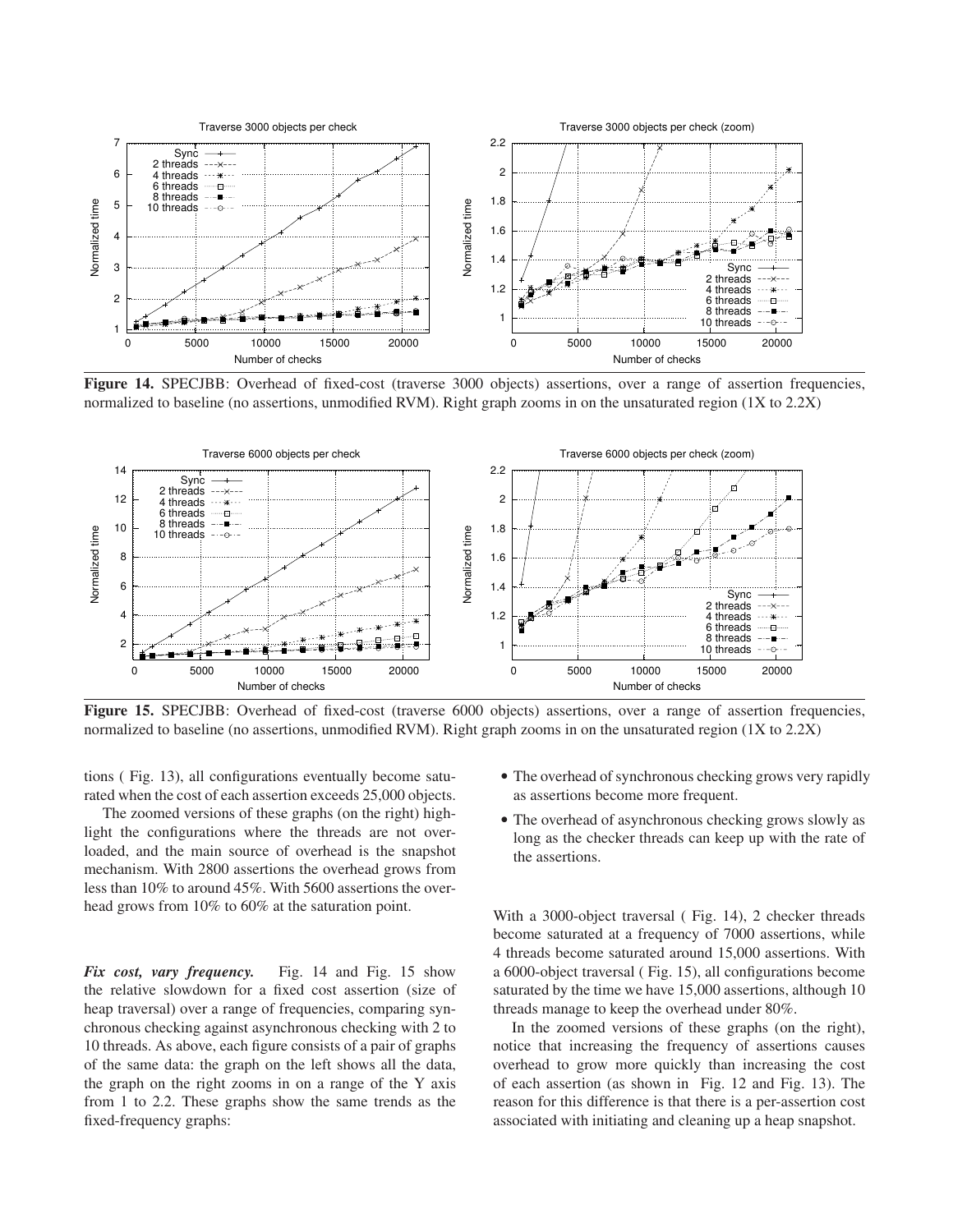**Figure 14.** SPECJBB: Overhead of fixed-cost (traverse 3000 objects) assertions, over a range of assertion frequencies, normalized to baseline (no assertions, unmodified RVM). Right graph zooms in on the unsaturated region (1X to 2.2X)

**Figure 15.** SPECJBB: Overhead of fixed-cost (traverse 6000 objects) assertions, over a range of assertion frequencies, normalized to baseline (no assertions, unmodified RVM). Right graph zooms in on the unsaturated region (1X to 2.2X)

tions ( Fig. 13), all configurations eventually become saturated when the cost of each assertion exceeds 25,000 objects.

The zoomed versions of these graphs (on the right) highlight the configurations where the threads are not overloaded, and the main source of overhead is the snapshot mechanism. With 2800 assertions the overhead grows from less than 10% to around 45%. With 5600 assertions the overhead grows from 10% to 60% at the saturation point.

***Fix cost, vary frequency.*** Fig. 14 and Fig. 15 show the relative slowdown for a fixed cost assertion (size of heap traversal) over a range of frequencies, comparing synchronous checking against asynchronous checking with 2 to 10 threads. As above, each figure consists of a pair of graphs of the same data: the graph on the left shows all the data, the graph on the right zooms in on a range of the Y axis from 1 to 2.2. These graphs show the same trends as the fixed-frequency graphs:

- The overhead of synchronous checking grows very rapidly as assertions become more frequent.
- The overhead of asynchronous checking grows slowly as long as the checker threads can keep up with the rate of the assertions.

With a 3000-object traversal ( Fig. 14), 2 checker threads become saturated at a frequency of 7000 assertions, while 4 threads become saturated around 15,000 assertions. With a 6000-object traversal ( Fig. 15), all configurations become saturated by the time we have 15,000 assertions, although 10 threads manage to keep the overhead under 80%.

In the zoomed versions of these graphs (on the right), notice that increasing the frequency of assertions causes overhead to grow more quickly than increasing the cost of each assertion (as shown in Fig. 12 and Fig. 13). The reason for this difference is that there is a per-assertion cost associated with initiating and cleaning up a heap snapshot.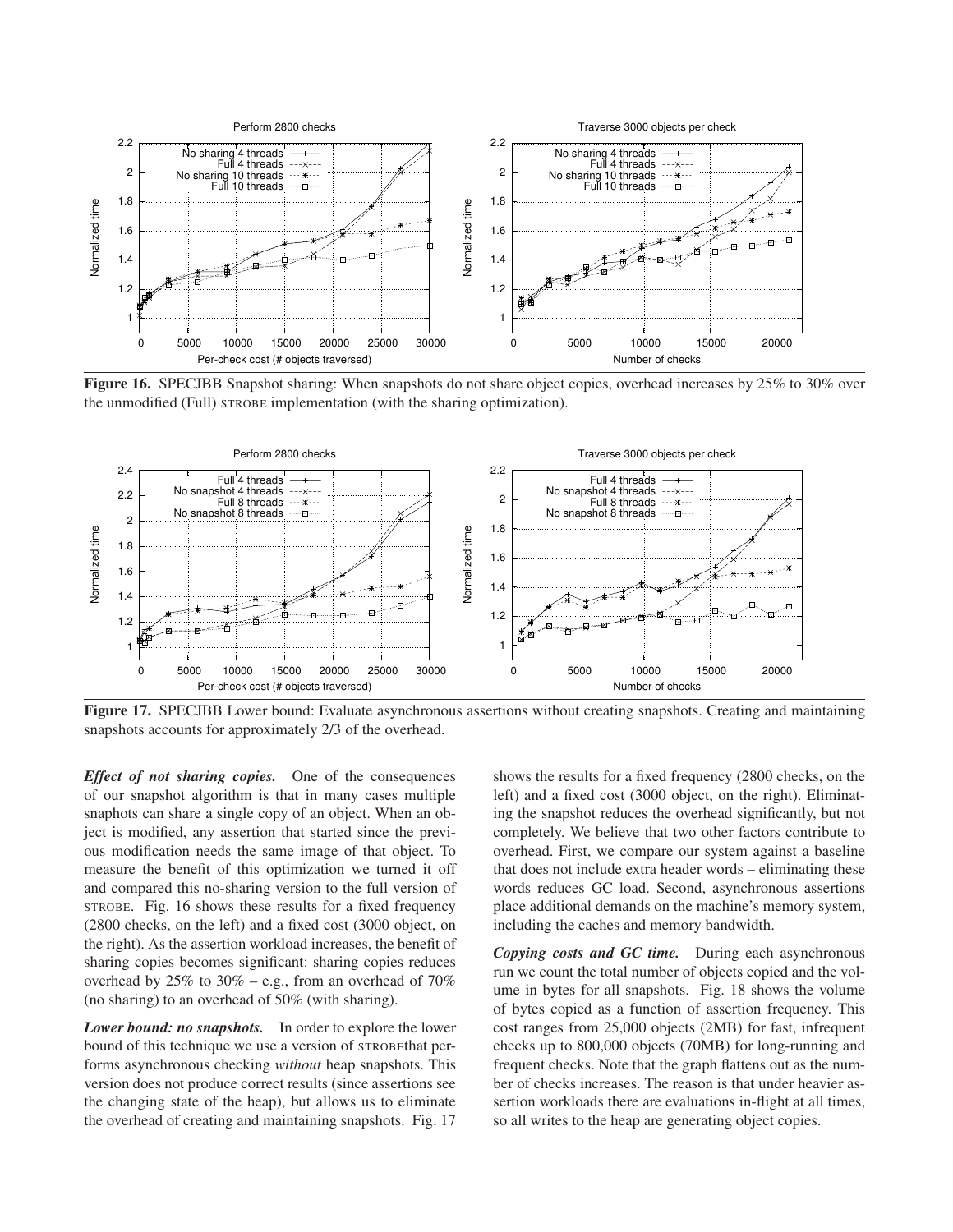**Figure 16.** SPECJBB Snapshot sharing: When snapshots do not share object copies, overhead increases by 25% to 30% over the unmodified (Full) STROBE implementation (with the sharing optimization).

**Figure 17.** SPECJBB Lower bound: Evaluate asynchronous assertions without creating snapshots. Creating and maintaining snapshots accounts for approximately 2/3 of the overhead.

***Effect of not sharing copies.*** One of the consequences of our snapshot algorithm is that in many cases multiple snaphots can share a single copy of an object. When an object is modified, any assertion that started since the previous modification needs the same image of that object. To measure the benefit of this optimization we turned it off and compared this no-sharing version to the full version of STROBE. Fig. 16 shows these results for a fixed frequency (2800 checks, on the left) and a fixed cost (3000 object, on the right). As the assertion workload increases, the benefit of sharing copies becomes significant: sharing copies reduces overhead by 25% to 30% – e.g., from an overhead of 70% (no sharing) to an overhead of 50% (with sharing).

***Lower bound: no snapshots.*** In order to explore the lower bound of this technique we use a version of STROBEthat performs asynchronous checking *without* heap snapshots. This version does not produce correct results (since assertions see the changing state of the heap), but allows us to eliminate the overhead of creating and maintaining snapshots. Fig. 17 shows the results for a fixed frequency (2800 checks, on the left) and a fixed cost (3000 object, on the right). Eliminating the snapshot reduces the overhead significantly, but not completely. We believe that two other factors contribute to overhead. First, we compare our system against a baseline that does not include extra header words – eliminating these words reduces GC load. Second, asynchronous assertions place additional demands on the machine's memory system, including the caches and memory bandwidth.

***Copying costs and GC time.*** During each asynchronous run we count the total number of objects copied and the volume in bytes for all snapshots. Fig. 18 shows the volume of bytes copied as a function of assertion frequency. This cost ranges from 25,000 objects (2MB) for fast, infrequent checks up to 800,000 objects (70MB) for long-running and frequent checks. Note that the graph flattens out as the number of checks increases. The reason is that under heavier assertion workloads there are evaluations in-flight at all times, so all writes to the heap are generating object copies.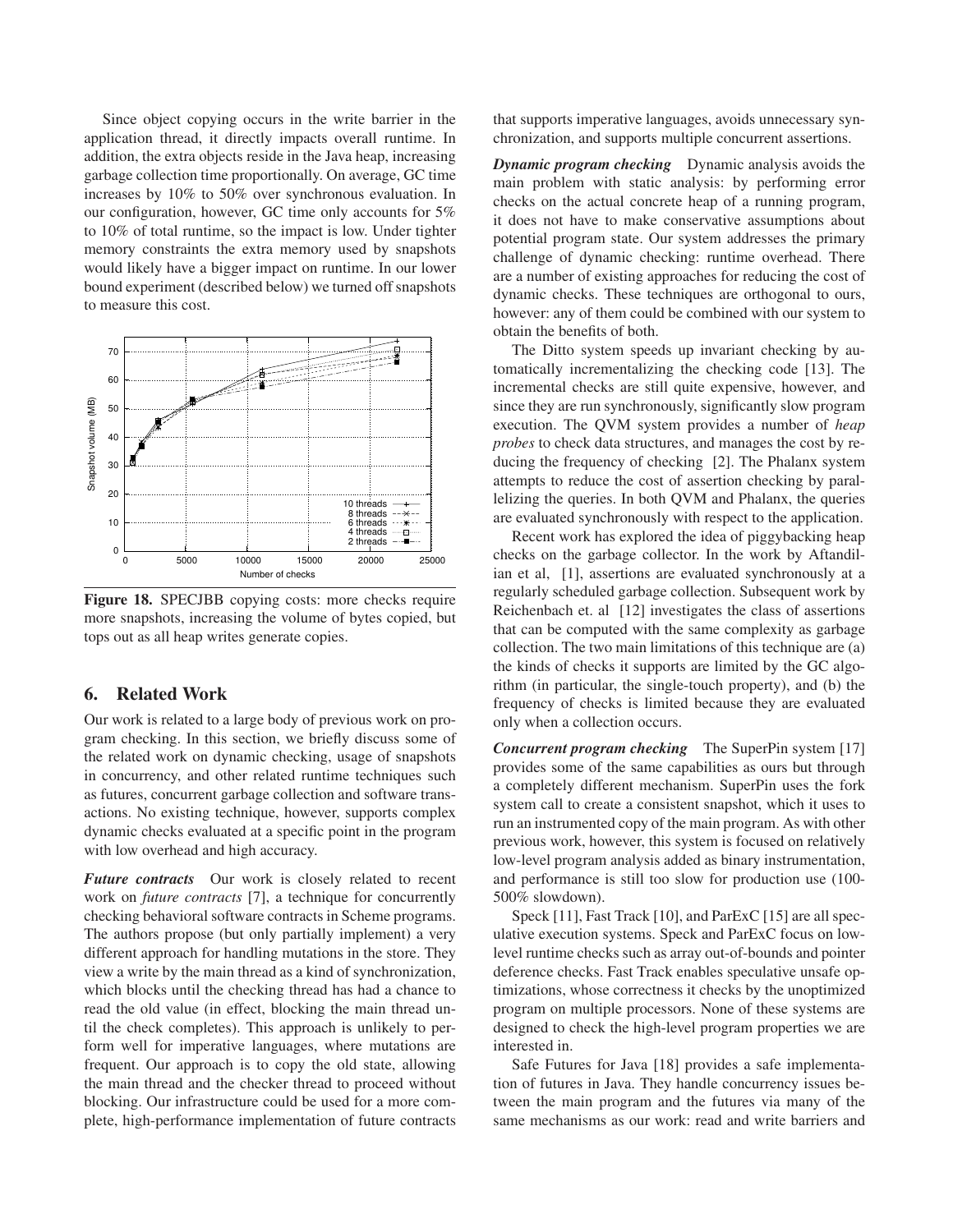Since object copying occurs in the write barrier in the application thread, it directly impacts overall runtime. In addition, the extra objects reside in the Java heap, increasing garbage collection time proportionally. On average, GC time increases by 10% to 50% over synchronous evaluation. In our configuration, however, GC time only accounts for 5% to 10% of total runtime, so the impact is low. Under tighter memory constraints the extra memory used by snapshots would likely have a bigger impact on runtime. In our lower bound experiment (described below) we turned off snapshots to measure this cost.

**Figure 18.** SPECJBB copying costs: more checks require more snapshots, increasing the volume of bytes copied, but tops out as all heap writes generate copies.

## 6. Related Work

Our work is related to a large body of previous work on program checking. In this section, we briefly discuss some of the related work on dynamic checking, usage of snapshots in concurrency, and other related runtime techniques such as futures, concurrent garbage collection and software transactions. No existing technique, however, supports complex dynamic checks evaluated at a specific point in the program with low overhead and high accuracy.

***Future contracts*** Our work is closely related to recent work on *future contracts* [7], a technique for concurrently checking behavioral software contracts in Scheme programs. The authors propose (but only partially implement) a very different approach for handling mutations in the store. They view a write by the main thread as a kind of synchronization, which blocks until the checking thread has had a chance to read the old value (in effect, blocking the main thread until the check completes). This approach is unlikely to perform well for imperative languages, where mutations are frequent. Our approach is to copy the old state, allowing the main thread and the checker thread to proceed without blocking. Our infrastructure could be used for a more complete, high-performance implementation of future contracts that supports imperative languages, avoids unnecessary synchronization, and supports multiple concurrent assertions.

***Dynamic program checking*** Dynamic analysis avoids the main problem with static analysis: by performing error checks on the actual concrete heap of a running program, it does not have to make conservative assumptions about potential program state. Our system addresses the primary challenge of dynamic checking: runtime overhead. There are a number of existing approaches for reducing the cost of dynamic checks. These techniques are orthogonal to ours, however: any of them could be combined with our system to obtain the benefits of both.

The Ditto system speeds up invariant checking by automatically incrementalizing the checking code [13]. The incremental checks are still quite expensive, however, and since they are run synchronously, significantly slow program execution. The QVM system provides a number of *heap probes* to check data structures, and manages the cost by reducing the frequency of checking [2]. The Phalanx system attempts to reduce the cost of assertion checking by parallelizing the queries. In both QVM and Phalanx, the queries are evaluated synchronously with respect to the application.

Recent work has explored the idea of piggybacking heap checks on the garbage collector. In the work by Aftandilian et al, [1], assertions are evaluated synchronously at a regularly scheduled garbage collection. Subsequent work by Reichenbach et. al [12] investigates the class of assertions that can be computed with the same complexity as garbage collection. The two main limitations of this technique are (a) the kinds of checks it supports are limited by the GC algorithm (in particular, the single-touch property), and (b) the frequency of checks is limited because they are evaluated only when a collection occurs.

***Concurrent program checking*** The SuperPin system [17] provides some of the same capabilities as ours but through a completely different mechanism. SuperPin uses the fork system call to create a consistent snapshot, which it uses to run an instrumented copy of the main program. As with other previous work, however, this system is focused on relatively low-level program analysis added as binary instrumentation, and performance is still too slow for production use (100-500% slowdown).

Speck [11], Fast Track [10], and ParExC [15] are all speculative execution systems. Speck and ParExC focus on low-level runtime checks such as array out-of-bounds and pointer deference checks. Fast Track enables speculative unsafe optimizations, whose correctness it checks by the unoptimized program on multiple processors. None of these systems are designed to check the high-level program properties we are interested in.

Safe Futures for Java [18] provides a safe implementation of futures in Java. They handle concurrency issues between the main program and the futures via many of the same mechanisms as our work: read and write barriers and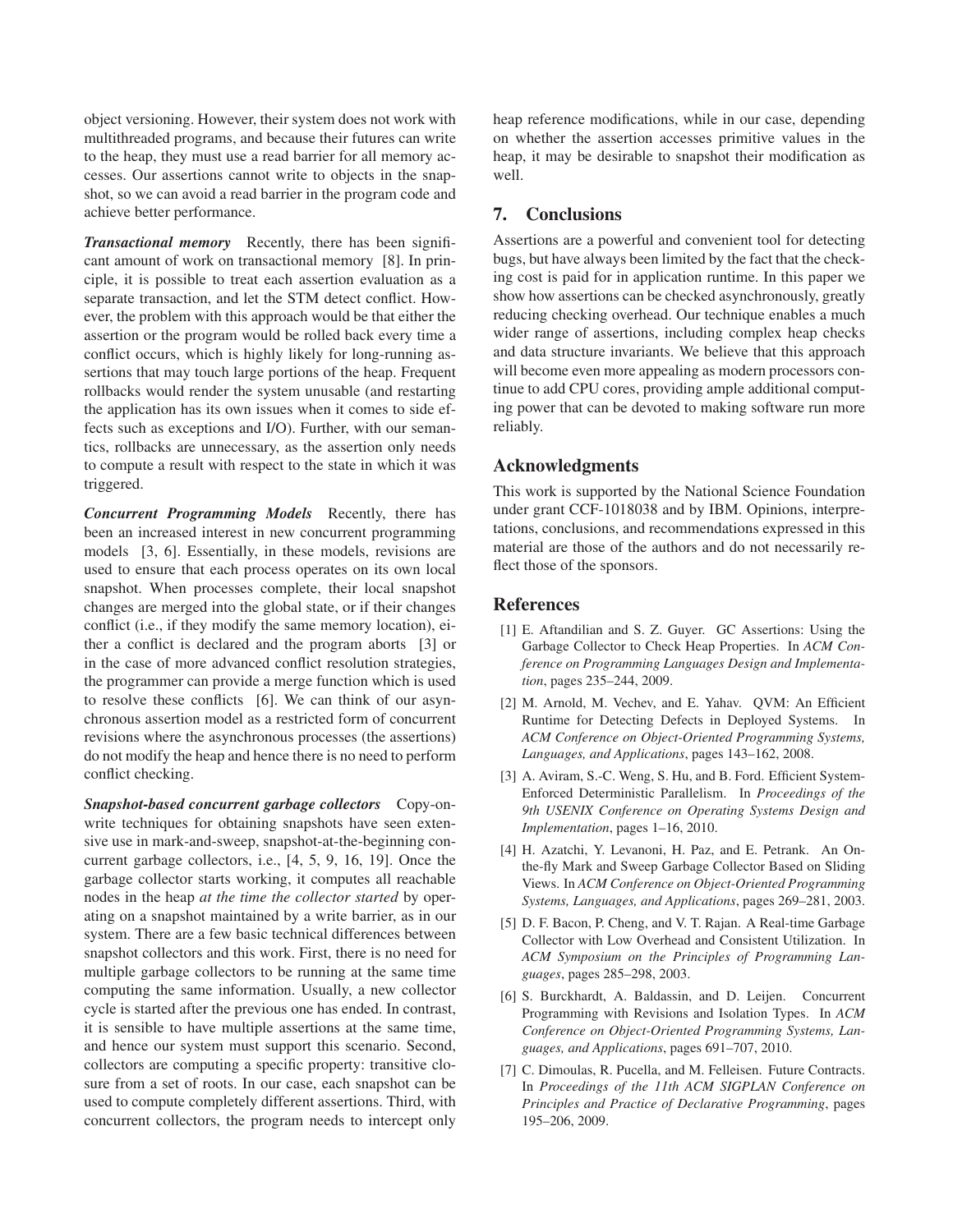object versioning. However, their system does not work with multithreaded programs, and because their futures can write to the heap, they must use a read barrier for all memory accesses. Our assertions cannot write to objects in the snapshot, so we can avoid a read barrier in the program code and achieve better performance.

***Transactional memory*** Recently, there has been significant amount of work on transactional memory [8]. In principle, it is possible to treat each assertion evaluation as a separate transaction, and let the STM detect conflict. However, the problem with this approach would be that either the assertion or the program would be rolled back every time a conflict occurs, which is highly likely for long-running assertions that may touch large portions of the heap. Frequent rollbacks would render the system unusable (and restarting the application has its own issues when it comes to side effects such as exceptions and I/O). Further, with our semantics, rollbacks are unnecessary, as the assertion only needs to compute a result with respect to the state in which it was triggered.

***Concurrent Programming Models*** Recently, there has been an increased interest in new concurrent programming models [3, 6]. Essentially, in these models, revisions are used to ensure that each process operates on its own local snapshot. When processes complete, their local snapshot changes are merged into the global state, or if their changes conflict (i.e., if they modify the same memory location), either a conflict is declared and the program aborts [3] or in the case of more advanced conflict resolution strategies, the programmer can provide a merge function which is used to resolve these conflicts [6]. We can think of our asynchronous assertion model as a restricted form of concurrent revisions where the asynchronous processes (the assertions) do not modify the heap and hence there is no need to perform conflict checking.

***Snapshot-based concurrent garbage collectors*** Copy-on-write techniques for obtaining snapshots have seen extensive use in mark-and-sweep, snapshot-at-the-beginning concurrent garbage collectors, i.e., [4, 5, 9, 16, 19]. Once the garbage collector starts working, it computes all reachable nodes in the heap *at the time the collector started* by operating on a snapshot maintained by a write barrier, as in our system. There are a few basic technical differences between snapshot collectors and this work. First, there is no need for multiple garbage collectors to be running at the same time computing the same information. Usually, a new collector cycle is started after the previous one has ended. In contrast, it is sensible to have multiple assertions at the same time, and hence our system must support this scenario. Second, collectors are computing a specific property: transitive closure from a set of roots. In our case, each snapshot can be used to compute completely different assertions. Third, with concurrent collectors, the program needs to intercept only heap reference modifications, while in our case, depending on whether the assertion accesses primitive values in the heap, it may be desirable to snapshot their modification as well.

## 7. Conclusions

Assertions are a powerful and convenient tool for detecting bugs, but have always been limited by the fact that the checking cost is paid for in application runtime. In this paper we show how assertions can be checked asynchronously, greatly reducing checking overhead. Our technique enables a much wider range of assertions, including complex heap checks and data structure invariants. We believe that this approach will become even more appealing as modern processors continue to add CPU cores, providing ample additional computing power that can be devoted to making software run more reliably.

## Acknowledgments

This work is supported by the National Science Foundation under grant CCF-1018038 and by IBM. Opinions, interpretations, conclusions, and recommendations expressed in this material are those of the authors and do not necessarily reflect those of the sponsors.

## References

[1] E. Aftandilian and S. Z. Guyer. GC Assertions: Using the Garbage Collector to Check Heap Properties. In *ACM Conference on Programming Languages Design and Implementation*, pages 235–244, 2009.

[2] M. Arnold, M. Vechev, and E. Yahav. QVM: An Efficient Runtime for Detecting Defects in Deployed Systems. In *ACM Conference on Object-Oriented Programming Systems, Languages, and Applications*, pages 143–162, 2008.

[3] A. Aviram, S.-C. Weng, S. Hu, and B. Ford. Efficient System-Enforced Deterministic Parallelism. In *Proceedings of the 9th USENIX Conference on Operating Systems Design and Implementation*, pages 1–16, 2010.

[4] H. Azatchi, Y. Levanoni, H. Paz, and E. Petrank. An On-the-fly Mark and Sweep Garbage Collector Based on Sliding Views. In *ACM Conference on Object-Oriented Programming Systems, Languages, and Applications*, pages 269–281, 2003.

[5] D. F. Bacon, P. Cheng, and V. T. Rajan. A Real-time Garbage Collector with Low Overhead and Consistent Utilization. In *ACM Symposium on the Principles of Programming Languages*, pages 285–298, 2003.

[6] S. Burckhardt, A. Baldassin, and D. Leijen. Concurrent Programming with Revisions and Isolation Types. In *ACM Conference on Object-Oriented Programming Systems, Languages, and Applications*, pages 691–707, 2010.

[7] C. Dimoulas, R. Pucella, and M. Felleisen. Future Contracts. In *Proceedings of the 11th ACM SIGPLAN Conference on Principles and Practice of Declarative Programming*, pages 195–206, 2009.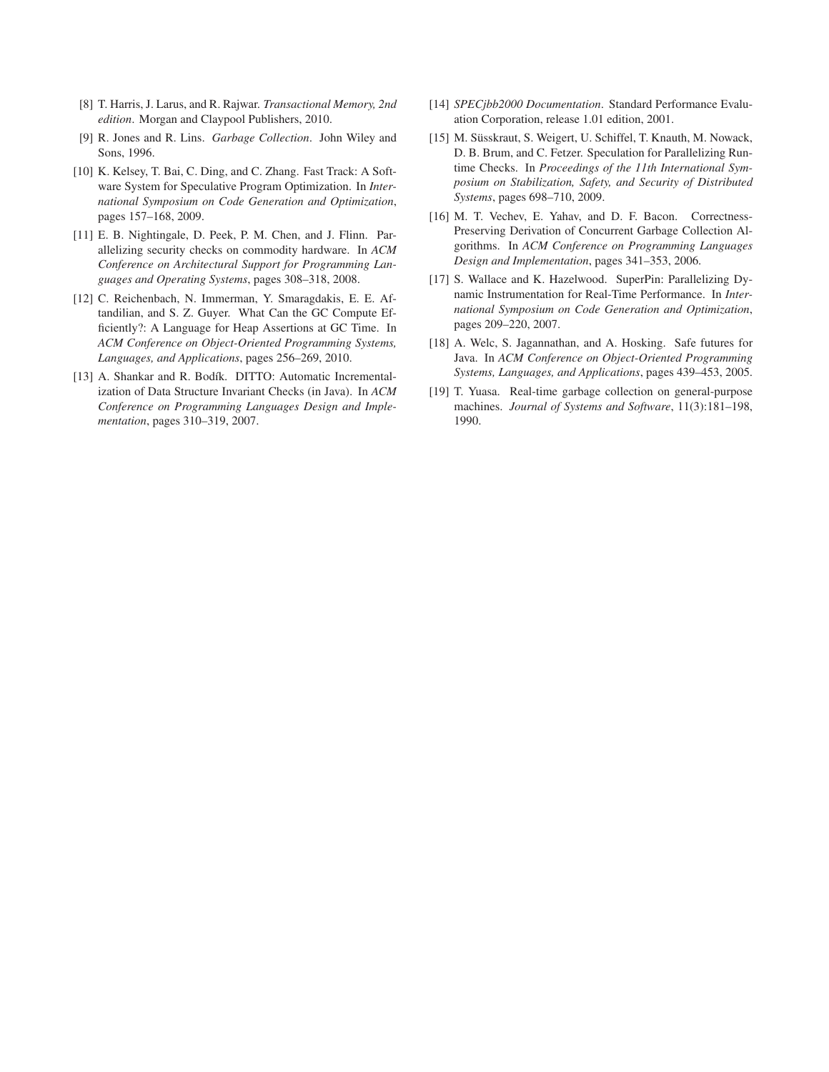[8] T. Harris, J. Larus, and R. Rajwar. *Transactional Memory, 2nd edition*. Morgan and Claypool Publishers, 2010.

[9] R. Jones and R. Lins. *Garbage Collection*. John Wiley and Sons, 1996.

[10] K. Kelsey, T. Bai, C. Ding, and C. Zhang. Fast Track: A Software System for Speculative Program Optimization. In *International Symposium on Code Generation and Optimization*, pages 157–168, 2009.

[11] E. B. Nightingale, D. Peek, P. M. Chen, and J. Flinn. Parallelizing security checks on commodity hardware. In *ACM Conference on Architectural Support for Programming Languages and Operating Systems*, pages 308–318, 2008.

[12] C. Reichenbach, N. Immerman, Y. Smaragdakis, E. E. Aftandilian, and S. Z. Guyer. What Can the GC Compute Efficiently?: A Language for Heap Assertions at GC Time. In *ACM Conference on Object-Oriented Programming Systems, Languages, and Applications*, pages 256–269, 2010.

[13] A. Shankar and R. Bodík. DITTO: Automatic Incrementalization of Data Structure Invariant Checks (in Java). In *ACM Conference on Programming Languages Design and Implementation*, pages 310–319, 2007.

[14] *SPECjbb2000 Documentation*. Standard Performance Evaluation Corporation, release 1.01 edition, 2001.

[15] M. Süsskraut, S. Weigert, U. Schiffel, T. Knauth, M. Nowack, D. B. Brum, and C. Fetzer. Speculation for Parallelizing Runtime Checks. In *Proceedings of the 11th International Symposium on Stabilization, Safety, and Security of Distributed Systems*, pages 698–710, 2009.

[16] M. T. Vechev, E. Yahav, and D. F. Bacon. Correctness-Preserving Derivation of Concurrent Garbage Collection Algorithms. In *ACM Conference on Programming Languages Design and Implementation*, pages 341–353, 2006.

[17] S. Wallace and K. Hazelwood. SuperPin: Parallelizing Dynamic Instrumentation for Real-Time Performance. In *International Symposium on Code Generation and Optimization*, pages 209–220, 2007.

[18] A. Welc, S. Jagannathan, and A. Hosking. Safe futures for Java. In *ACM Conference on Object-Oriented Programming Systems, Languages, and Applications*, pages 439–453, 2005.

[19] T. Yuasa. Real-time garbage collection on general-purpose machines. *Journal of Systems and Software*, 11(3):181–198, 1990.